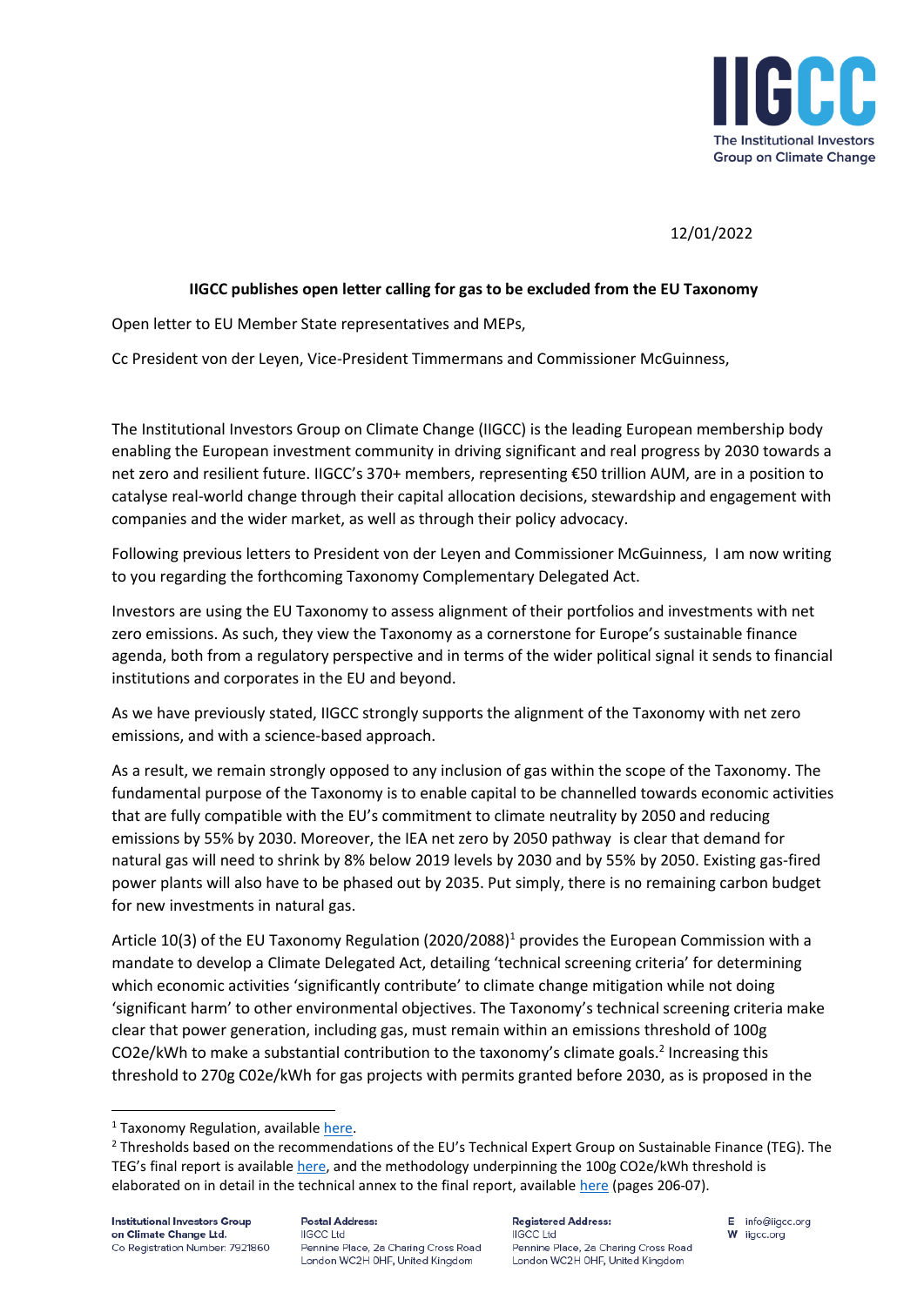12/01/2022

**IIGCC publishes open letter calling for gas to be excluded from the EU Taxonomy**

Open letter to EU Member State representatives and MEPs,

Cc President von der Leyen, Vice-President Timmermans and Commissioner McGuinness,

The Institutional Investors Group on Climate Change (IIGCC) is the leading European membership body enabling the European investment community in driving significant and real progress by 2030 towards a net zero and resilient future. IIGCC's 370+ members, representing €50 trillion AUM, are in a position to catalyse real-world change through their capital allocation decisions, stewardship and engagement with companies and the wider market, as well as through their policy advocacy.

Following previous letters to President von der Leyen and Commissioner McGuinness, I am now writing to you regarding the forthcoming Taxonomy Complementary Delegated Act.

Investors are using the EU Taxonomy to assess alignment of their portfolios and investments with net zero emissions. As such, they view the Taxonomy as a cornerstone for Europe's sustainable finance agenda, both from a regulatory perspective and in terms of the wider political signal it sends to financial institutions and corporates in the EU and beyond.

As we have previously stated, IIGCC strongly supports the alignment of the Taxonomy with net zero emissions, and with a science-based approach.

As a result, we remain strongly opposed to any inclusion of gas within the scope of the Taxonomy. The fundamental purpose of the Taxonomy is to enable capital to be channelled towards economic activities that are fully compatible with the EU's commitment to climate neutrality by 2050 and reducing emissions by 55% by 2030. Moreover, the IEA net zero by 2050 pathway is clear that demand for natural gas will need to shrink by 8% below 2019 levels by 2030 and by 55% by 2050. Existing gas-fired power plants will also have to be phased out by 2035. Put simply, there is no remaining carbon budget for new investments in natural gas.

Article 10(3) of the EU Taxonomy Regulation (2020/2088)[1] provides the European Commission with a mandate to develop a Climate Delegated Act, detailing 'technical screening criteria' for determining which economic activities 'significantly contribute' to climate change mitigation while not doing 'significant harm' to other environmental objectives. The Taxonomy's technical screening criteria make clear that power generation, including gas, must remain within an emissions threshold of 100g CO2e/kWh to make a substantial contribution to the taxonomy's climate goals.[2] Increasing this threshold to 270g C02e/kWh for gas projects with permits granted before 2030, as is proposed in the

[1] Taxonomy Regulation, available here.

[2] Thresholds based on the recommendations of the EU's Technical Expert Group on Sustainable Finance (TEG). The TEG's final report is available here, and the methodology underpinning the 100g CO2e/kWh threshold is elaborated on in detail in the technical annex to the final report, available here (pages 206-07).

**Institutional Investors Group on Climate Change Ltd.**
Co Registration Number: 7921860

**Postal Address:**
IIGCC Ltd
Pennine Place, 2a Charing Cross Road
London WC2H 0HF, United Kingdom

**Registered Address:**
IIGCC Ltd
Pennine Place, 2a Charing Cross Road
London WC2H 0HF, United Kingdom

**E** info@iigcc.org
**W** iigcc.org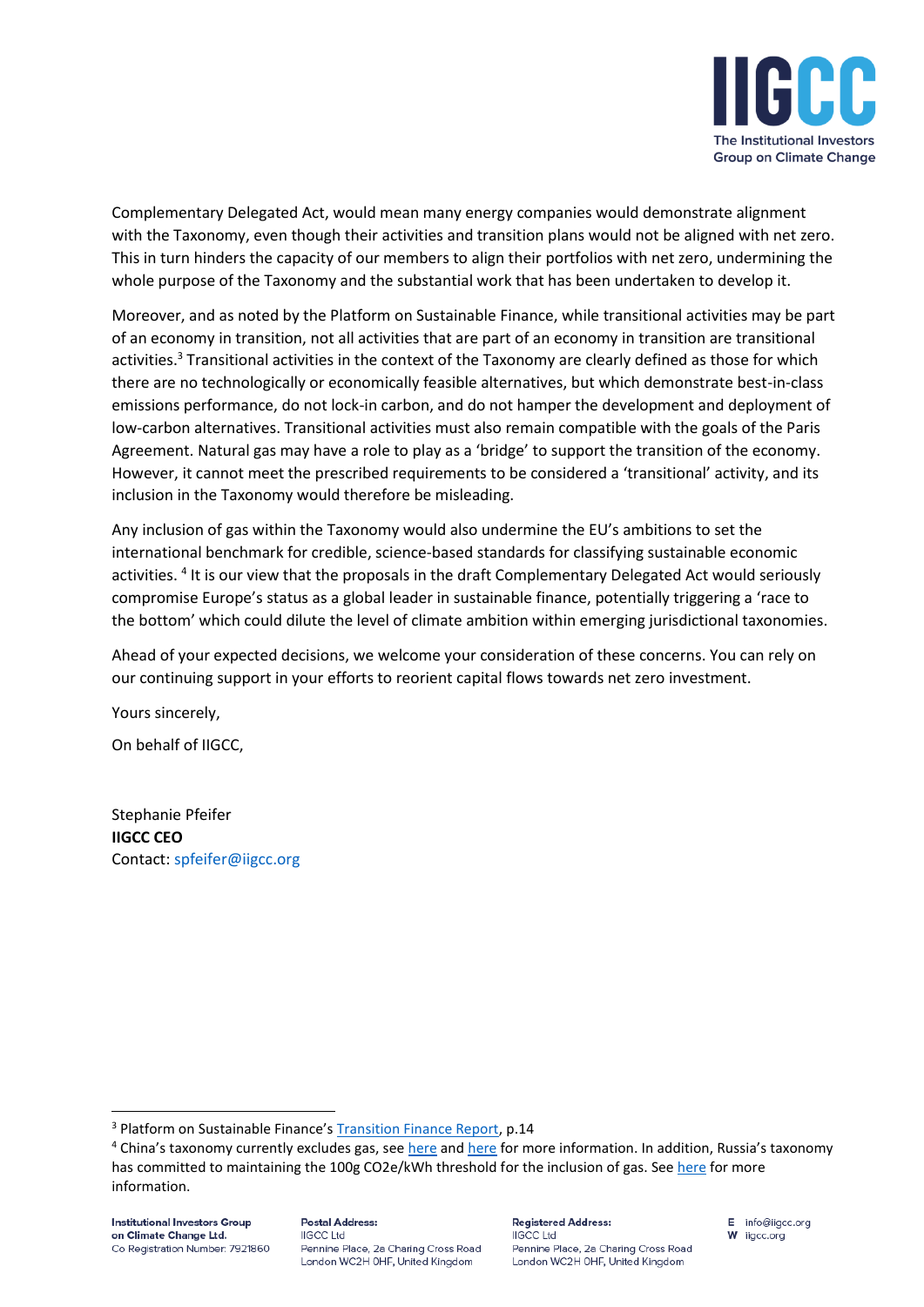Complementary Delegated Act, would mean many energy companies would demonstrate alignment with the Taxonomy, even though their activities and transition plans would not be aligned with net zero. This in turn hinders the capacity of our members to align their portfolios with net zero, undermining the whole purpose of the Taxonomy and the substantial work that has been undertaken to develop it.

Moreover, and as noted by the Platform on Sustainable Finance, while transitional activities may be part of an economy in transition, not all activities that are part of an economy in transition are transitional activities.[3] Transitional activities in the context of the Taxonomy are clearly defined as those for which there are no technologically or economically feasible alternatives, but which demonstrate best-in-class emissions performance, do not lock-in carbon, and do not hamper the development and deployment of low-carbon alternatives. Transitional activities must also remain compatible with the goals of the Paris Agreement. Natural gas may have a role to play as a 'bridge' to support the transition of the economy. However, it cannot meet the prescribed requirements to be considered a 'transitional' activity, and its inclusion in the Taxonomy would therefore be misleading.

Any inclusion of gas within the Taxonomy would also undermine the EU's ambitions to set the international benchmark for credible, science-based standards for classifying sustainable economic activities. [4] It is our view that the proposals in the draft Complementary Delegated Act would seriously compromise Europe's status as a global leader in sustainable finance, potentially triggering a 'race to the bottom' which could dilute the level of climate ambition within emerging jurisdictional taxonomies.

Ahead of your expected decisions, we welcome your consideration of these concerns. You can rely on our continuing support in your efforts to reorient capital flows towards net zero investment.

Yours sincerely,

On behalf of IIGCC,

Stephanie Pfeifer
**IIGCC CEO**
Contact: spfeifer@iigcc.org

---

[3] Platform on Sustainable Finance's Transition Finance Report, p.14

[4] China's taxonomy currently excludes gas, see here and here for more information. In addition, Russia's taxonomy has committed to maintaining the 100g $CO_2e$/kWh threshold for the inclusion of gas. See here for more information.